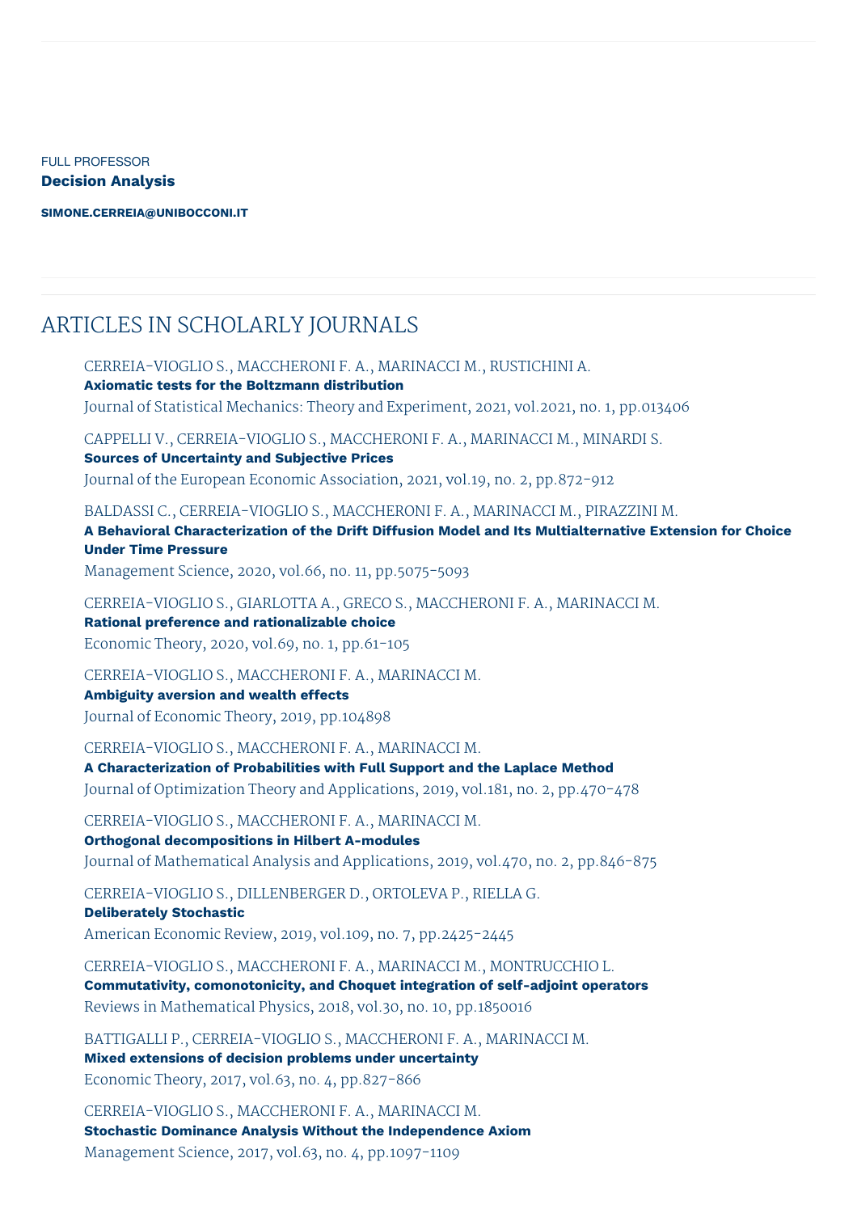FULL PROFESSOR

**Decision Analysis**

**SIMONE.CERREIA@UNIBOCCONI.IT**

## ARTICLES IN SCHOLARLY JOURNALS

CERREIA-VIOGLIO S., MACCHERONI F. A., MARINACCI M., RUSTICHINI A.
**Axiomatic tests for the Boltzmann distribution**
Journal of Statistical Mechanics: Theory and Experiment, 2021, vol.2021, no. 1, pp.013406

CAPPELLI V., CERREIA-VIOGLIO S., MACCHERONI F. A., MARINACCI M., MINARDI S.
**Sources of Uncertainty and Subjective Prices**
Journal of the European Economic Association, 2021, vol.19, no. 2, pp.872-912

BALDASSI C., CERREIA-VIOGLIO S., MACCHERONI F. A., MARINACCI M., PIRAZZINI M.
**A Behavioral Characterization of the Drift Diffusion Model and Its Multialternative Extension for Choice Under Time Pressure**
Management Science, 2020, vol.66, no. 11, pp.5075-5093

CERREIA-VIOGLIO S., GIARLOTTA A., GRECO S., MACCHERONI F. A., MARINACCI M.
**Rational preference and rationalizable choice**
Economic Theory, 2020, vol.69, no. 1, pp.61-105

CERREIA-VIOGLIO S., MACCHERONI F. A., MARINACCI M.
**Ambiguity aversion and wealth effects**
Journal of Economic Theory, 2019, pp.104898

CERREIA-VIOGLIO S., MACCHERONI F. A., MARINACCI M.
**A Characterization of Probabilities with Full Support and the Laplace Method**
Journal of Optimization Theory and Applications, 2019, vol.181, no. 2, pp.470-478

CERREIA-VIOGLIO S., MACCHERONI F. A., MARINACCI M.
**Orthogonal decompositions in Hilbert A-modules**
Journal of Mathematical Analysis and Applications, 2019, vol.470, no. 2, pp.846-875

CERREIA-VIOGLIO S., DILLENBERGER D., ORTOLEVA P., RIELLA G.
**Deliberately Stochastic**
American Economic Review, 2019, vol.109, no. 7, pp.2425-2445

CERREIA-VIOGLIO S., MACCHERONI F. A., MARINACCI M., MONTRUCCHIO L.
**Commutativity, comonotonicity, and Choquet integration of self-adjoint operators**
Reviews in Mathematical Physics, 2018, vol.30, no. 10, pp.1850016

BATTIGALLI P., CERREIA-VIOGLIO S., MACCHERONI F. A., MARINACCI M.
**Mixed extensions of decision problems under uncertainty**
Economic Theory, 2017, vol.63, no. 4, pp.827-866

CERREIA-VIOGLIO S., MACCHERONI F. A., MARINACCI M.
**Stochastic Dominance Analysis Without the Independence Axiom**
Management Science, 2017, vol.63, no. 4, pp.1097-1109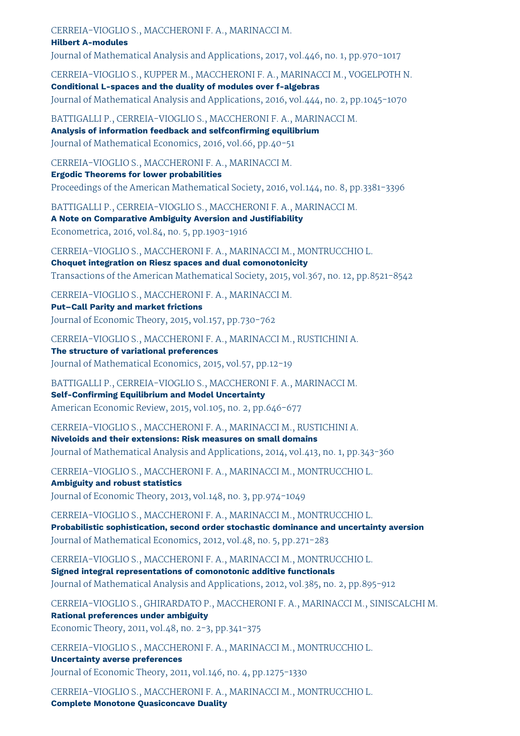CERREIA-VIOGLIO S., MACCHERONI F. A., MARINACCI M.
**Hilbert A-modules**
Journal of Mathematical Analysis and Applications, 2017, vol.446, no. 1, pp.970-1017

CERREIA-VIOGLIO S., KUPPER M., MACCHERONI F. A., MARINACCI M., VOGELPOTH N.
**Conditional L-spaces and the duality of modules over f-algebras**
Journal of Mathematical Analysis and Applications, 2016, vol.444, no. 2, pp.1045-1070

BATTIGALLI P., CERREIA-VIOGLIO S., MACCHERONI F. A., MARINACCI M.
**Analysis of information feedback and selfconfirming equilibrium**
Journal of Mathematical Economics, 2016, vol.66, pp.40-51

CERREIA-VIOGLIO S., MACCHERONI F. A., MARINACCI M.
**Ergodic Theorems for lower probabilities**
Proceedings of the American Mathematical Society, 2016, vol.144, no. 8, pp.3381-3396

BATTIGALLI P., CERREIA-VIOGLIO S., MACCHERONI F. A., MARINACCI M.
**A Note on Comparative Ambiguity Aversion and Justifiability**
Econometrica, 2016, vol.84, no. 5, pp.1903-1916

CERREIA-VIOGLIO S., MACCHERONI F. A., MARINACCI M., MONTRUCCHIO L.
**Choquet integration on Riesz spaces and dual comonotonicity**
Transactions of the American Mathematical Society, 2015, vol.367, no. 12, pp.8521-8542

CERREIA-VIOGLIO S., MACCHERONI F. A., MARINACCI M.
**Put–Call Parity and market frictions**
Journal of Economic Theory, 2015, vol.157, pp.730-762

CERREIA-VIOGLIO S., MACCHERONI F. A., MARINACCI M., RUSTICHINI A.
**The structure of variational preferences**
Journal of Mathematical Economics, 2015, vol.57, pp.12-19

BATTIGALLI P., CERREIA-VIOGLIO S., MACCHERONI F. A., MARINACCI M.
**Self-Confirming Equilibrium and Model Uncertainty**
American Economic Review, 2015, vol.105, no. 2, pp.646-677

CERREIA-VIOGLIO S., MACCHERONI F. A., MARINACCI M., RUSTICHINI A.
**Niveloids and their extensions: Risk measures on small domains**
Journal of Mathematical Analysis and Applications, 2014, vol.413, no. 1, pp.343-360

CERREIA-VIOGLIO S., MACCHERONI F. A., MARINACCI M., MONTRUCCHIO L.
**Ambiguity and robust statistics**
Journal of Economic Theory, 2013, vol.148, no. 3, pp.974-1049

CERREIA-VIOGLIO S., MACCHERONI F. A., MARINACCI M., MONTRUCCHIO L.
**Probabilistic sophistication, second order stochastic dominance and uncertainty aversion**
Journal of Mathematical Economics, 2012, vol.48, no. 5, pp.271-283

CERREIA-VIOGLIO S., MACCHERONI F. A., MARINACCI M., MONTRUCCHIO L.
**Signed integral representations of comonotonic additive functionals**
Journal of Mathematical Analysis and Applications, 2012, vol.385, no. 2, pp.895-912

CERREIA-VIOGLIO S., GHIRARDATO P., MACCHERONI F. A., MARINACCI M., SINISCALCHI M.
**Rational preferences under ambiguity**
Economic Theory, 2011, vol.48, no. 2-3, pp.341-375

CERREIA-VIOGLIO S., MACCHERONI F. A., MARINACCI M., MONTRUCCHIO L.
**Uncertainty averse preferences**
Journal of Economic Theory, 2011, vol.146, no. 4, pp.1275-1330

CERREIA-VIOGLIO S., MACCHERONI F. A., MARINACCI M., MONTRUCCHIO L.
**Complete Monotone Quasiconcave Duality**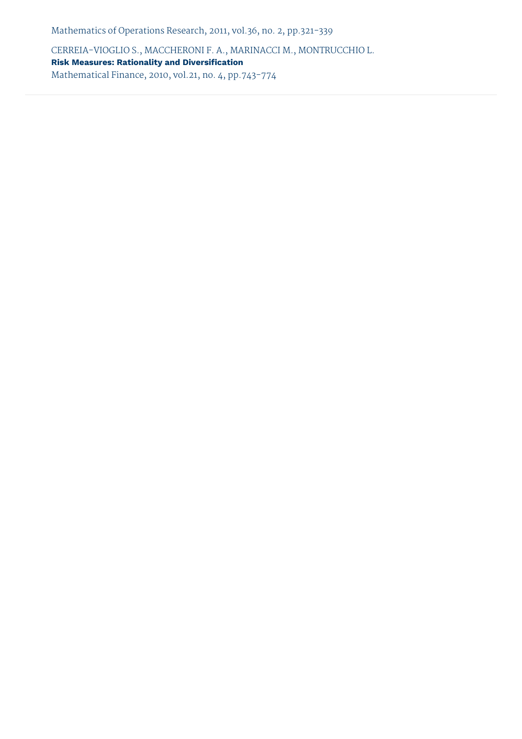Mathematics of Operations Research, 2011, vol.36, no. 2, pp.321-339

CERREIA-VIOGLIO S., MACCHERONI F. A., MARINACCI M., MONTRUCCHIO L.
**Risk Measures: Rationality and Diversification**
Mathematical Finance, 2010, vol.21, no. 4, pp.743-774